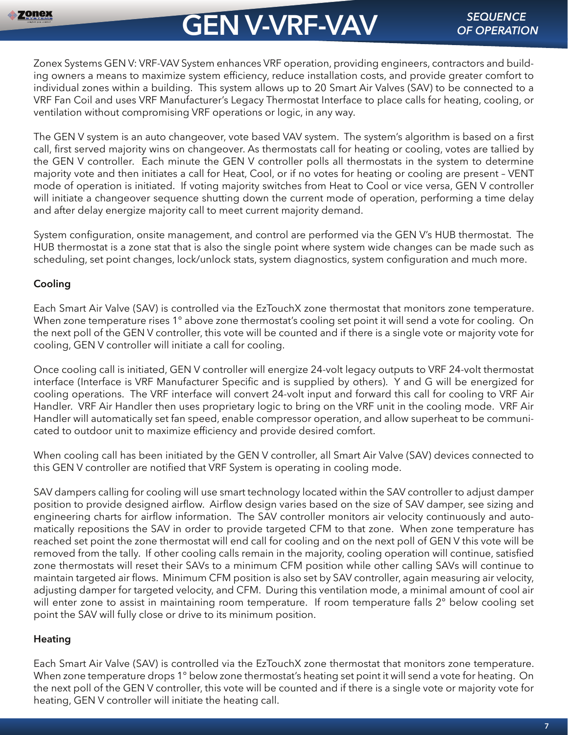# GEN V-VRF-VAV

*SEQUENCE OF OPERATION*

Zonex Systems GEN V: VRF-VAV System enhances VRF operation, providing engineers, contractors and building owners a means to maximize system efficiency, reduce installation costs, and provide greater comfort to individual zones within a building. This system allows up to 20 Smart Air Valves (SAV) to be connected to a VRF Fan Coil and uses VRF Manufacturer's Legacy Thermostat Interface to place calls for heating, cooling, or ventilation without compromising VRF operations or logic, in any way.

The GEN V system is an auto changeover, vote based VAV system. The system's algorithm is based on a first call, first served majority wins on changeover. As thermostats call for heating or cooling, votes are tallied by the GEN V controller. Each minute the GEN V controller polls all thermostats in the system to determine majority vote and then initiates a call for Heat, Cool, or if no votes for heating or cooling are present – VENT mode of operation is initiated. If voting majority switches from Heat to Cool or vice versa, GEN V controller will initiate a changeover sequence shutting down the current mode of operation, performing a time delay and after delay energize majority call to meet current majority demand.

System configuration, onsite management, and control are performed via the GEN V's HUB thermostat. The HUB thermostat is a zone stat that is also the single point where system wide changes can be made such as scheduling, set point changes, lock/unlock stats, system diagnostics, system configuration and much more.

### Cooling

Each Smart Air Valve (SAV) is controlled via the EzTouchX zone thermostat that monitors zone temperature. When zone temperature rises 1° above zone thermostat's cooling set point it will send a vote for cooling. On the next poll of the GEN V controller, this vote will be counted and if there is a single vote or majority vote for cooling, GEN V controller will initiate a call for cooling.

Once cooling call is initiated, GEN V controller will energize 24-volt legacy outputs to VRF 24-volt thermostat interface (Interface is VRF Manufacturer Specific and is supplied by others). Y and G will be energized for cooling operations. The VRF interface will convert 24-volt input and forward this call for cooling to VRF Air Handler. VRF Air Handler then uses proprietary logic to bring on the VRF unit in the cooling mode. VRF Air Handler will automatically set fan speed, enable compressor operation, and allow superheat to be communicated to outdoor unit to maximize efficiency and provide desired comfort.

When cooling call has been initiated by the GEN V controller, all Smart Air Valve (SAV) devices connected to this GEN V controller are notified that VRF System is operating in cooling mode.

SAV dampers calling for cooling will use smart technology located within the SAV controller to adjust damper position to provide designed airflow. Airflow design varies based on the size of SAV damper, see sizing and engineering charts for airflow information. The SAV controller monitors air velocity continuously and automatically repositions the SAV in order to provide targeted CFM to that zone. When zone temperature has reached set point the zone thermostat will end call for cooling and on the next poll of GEN V this vote will be removed from the tally. If other cooling calls remain in the majority, cooling operation will continue, satisfied zone thermostats will reset their SAVs to a minimum CFM position while other calling SAVs will continue to maintain targeted air flows. Minimum CFM position is also set by SAV controller, again measuring air velocity, adjusting damper for targeted velocity, and CFM. During this ventilation mode, a minimal amount of cool air will enter zone to assist in maintaining room temperature. If room temperature falls 2° below cooling set point the SAV will fully close or drive to its minimum position.

### Heating

Each Smart Air Valve (SAV) is controlled via the EzTouchX zone thermostat that monitors zone temperature. When zone temperature drops 1° below zone thermostat's heating set point it will send a vote for heating. On the next poll of the GEN V controller, this vote will be counted and if there is a single vote or majority vote for heating, GEN V controller will initiate the heating call.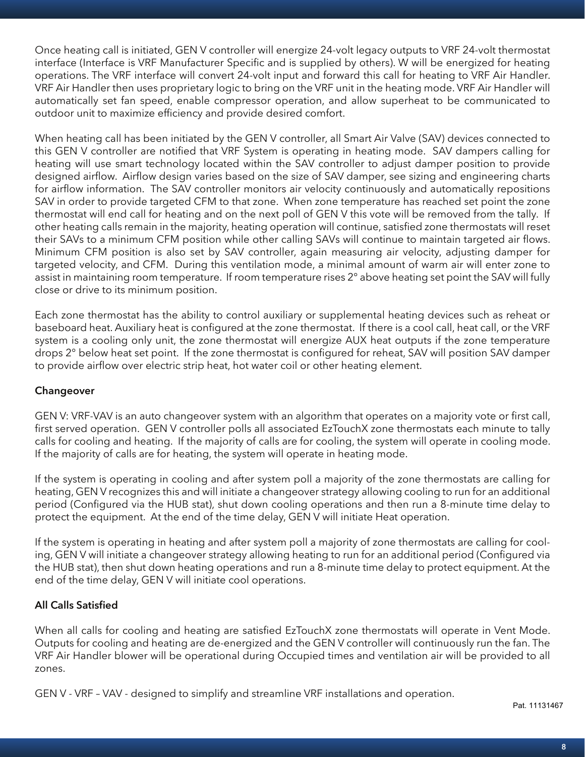Once heating call is initiated, GEN V controller will energize 24-volt legacy outputs to VRF 24-volt thermostat interface (Interface is VRF Manufacturer Specific and is supplied by others). W will be energized for heating operations. The VRF interface will convert 24-volt input and forward this call for heating to VRF Air Handler. VRF Air Handler then uses proprietary logic to bring on the VRF unit in the heating mode. VRF Air Handler will automatically set fan speed, enable compressor operation, and allow superheat to be communicated to outdoor unit to maximize efficiency and provide desired comfort.

When heating call has been initiated by the GEN V controller, all Smart Air Valve (SAV) devices connected to this GEN V controller are notified that VRF System is operating in heating mode. SAV dampers calling for heating will use smart technology located within the SAV controller to adjust damper position to provide designed airflow. Airflow design varies based on the size of SAV damper, see sizing and engineering charts for airflow information. The SAV controller monitors air velocity continuously and automatically repositions SAV in order to provide targeted CFM to that zone. When zone temperature has reached set point the zone thermostat will end call for heating and on the next poll of GEN V this vote will be removed from the tally. If other heating calls remain in the majority, heating operation will continue, satisfied zone thermostats will reset their SAVs to a minimum CFM position while other calling SAVs will continue to maintain targeted air flows. Minimum CFM position is also set by SAV controller, again measuring air velocity, adjusting damper for targeted velocity, and CFM. During this ventilation mode, a minimal amount of warm air will enter zone to assist in maintaining room temperature. If room temperature rises 2° above heating set point the SAV will fully close or drive to its minimum position.

Each zone thermostat has the ability to control auxiliary or supplemental heating devices such as reheat or baseboard heat. Auxiliary heat is configured at the zone thermostat. If there is a cool call, heat call, or the VRF system is a cooling only unit, the zone thermostat will energize AUX heat outputs if the zone temperature drops 2° below heat set point. If the zone thermostat is configured for reheat, SAV will position SAV damper to provide airflow over electric strip heat, hot water coil or other heating element.

**Changeover**

GEN V: VRF-VAV is an auto changeover system with an algorithm that operates on a majority vote or first call, first served operation. GEN V controller polls all associated EzTouchX zone thermostats each minute to tally calls for cooling and heating. If the majority of calls are for cooling, the system will operate in cooling mode. If the majority of calls are for heating, the system will operate in heating mode.

If the system is operating in cooling and after system poll a majority of the zone thermostats are calling for heating, GEN V recognizes this and will initiate a changeover strategy allowing cooling to run for an additional period (Configured via the HUB stat), shut down cooling operations and then run a 8-minute time delay to protect the equipment. At the end of the time delay, GEN V will initiate Heat operation.

If the system is operating in heating and after system poll a majority of zone thermostats are calling for cooling, GEN V will initiate a changeover strategy allowing heating to run for an additional period (Configured via the HUB stat), then shut down heating operations and run a 8-minute time delay to protect equipment. At the end of the time delay, GEN V will initiate cool operations.

**All Calls Satisfied**

When all calls for cooling and heating are satisfied EzTouchX zone thermostats will operate in Vent Mode. Outputs for cooling and heating are de-energized and the GEN V controller will continuously run the fan. The VRF Air Handler blower will be operational during Occupied times and ventilation air will be provided to all zones.

GEN V - VRF – VAV - designed to simplify and streamline VRF installations and operation.

Pat. 11131467